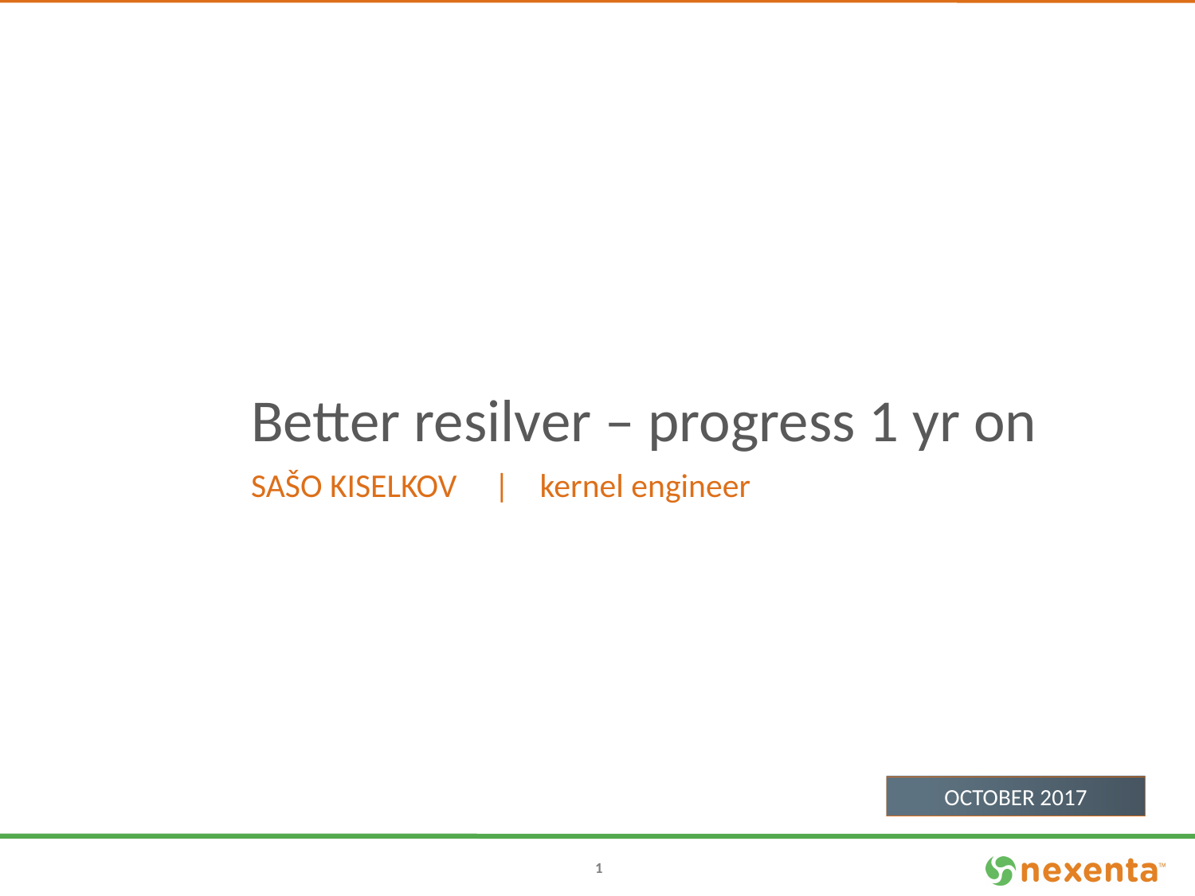# Better resilver – progress 1 yr on

SAŠO KISELKOV | kernel engineer

OCTOBER 2017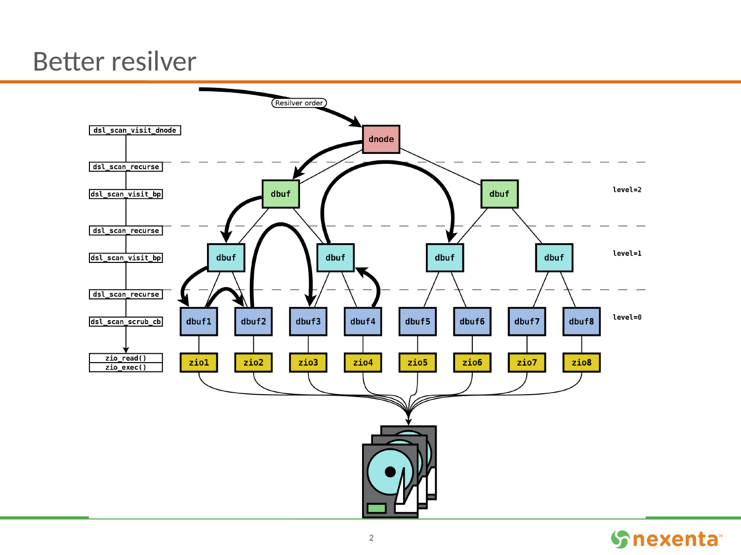# Better resilver

Resilver order

dsl_scan_visit_dnode

dsl_scan_recurse

dsl_scan_visit_bp

dsl_scan_recurse

dsl_scan_visit_bp

dsl_scan_recurse

dsl_scan_scrub_cb

zio_read()
zio_exec()

dnode

dbuf dbuf

level=2

dbuf dbuf dbuf dbuf

level=1

dbuf1 dbuf2 dbuf3 dbuf4 dbuf5 dbuf6 dbuf7 dbuf8

level=0

zio1 zio2 zio3 zio4 zio5 zio6 zio7 zio8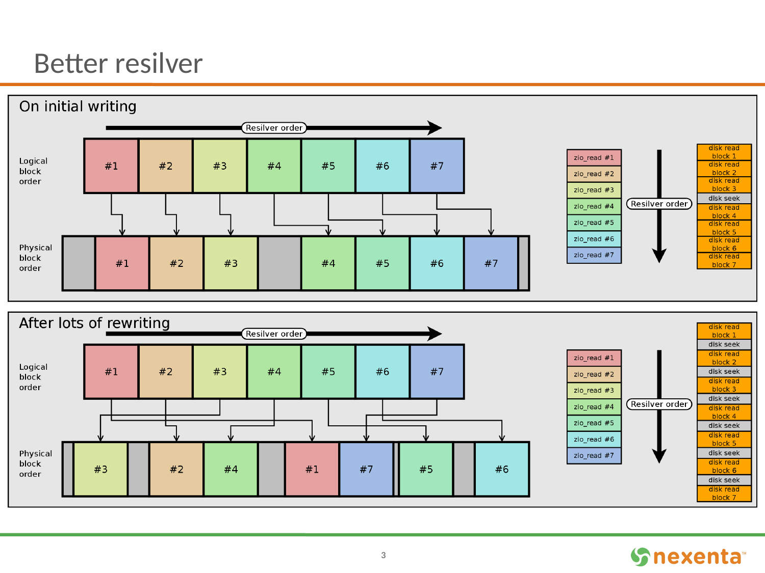# Better resilver

## On initial writing

Resilver order

Logical block order: #1 #2 #3 #4 #5 #6 #7

Physical block order: #1 #2 #3 #4 #5 #6 #7

zio_read #1
zio_read #2
zio_read #3
zio_read #4
zio_read #5
zio_read #6
zio_read #7

Resilver order

disk read block 1
disk read block 2
disk read block 3
disk seek
disk read block 4
disk read block 5
disk read block 6
disk read block 7

## After lots of rewriting

Resilver order

Logical block order: #1 #2 #3 #4 #5 #6 #7

Physical block order: #3 #2 #4 #1 #7 #5 #6

zio_read #1
zio_read #2
zio_read #3
zio_read #4
zio_read #5
zio_read #6
zio_read #7

Resilver order

disk read block 1
disk seek
disk read block 2
disk seek
disk read block 3
disk seek
disk read block 4
disk seek
disk read block 5
disk seek
disk read block 6
disk seek
disk read block 7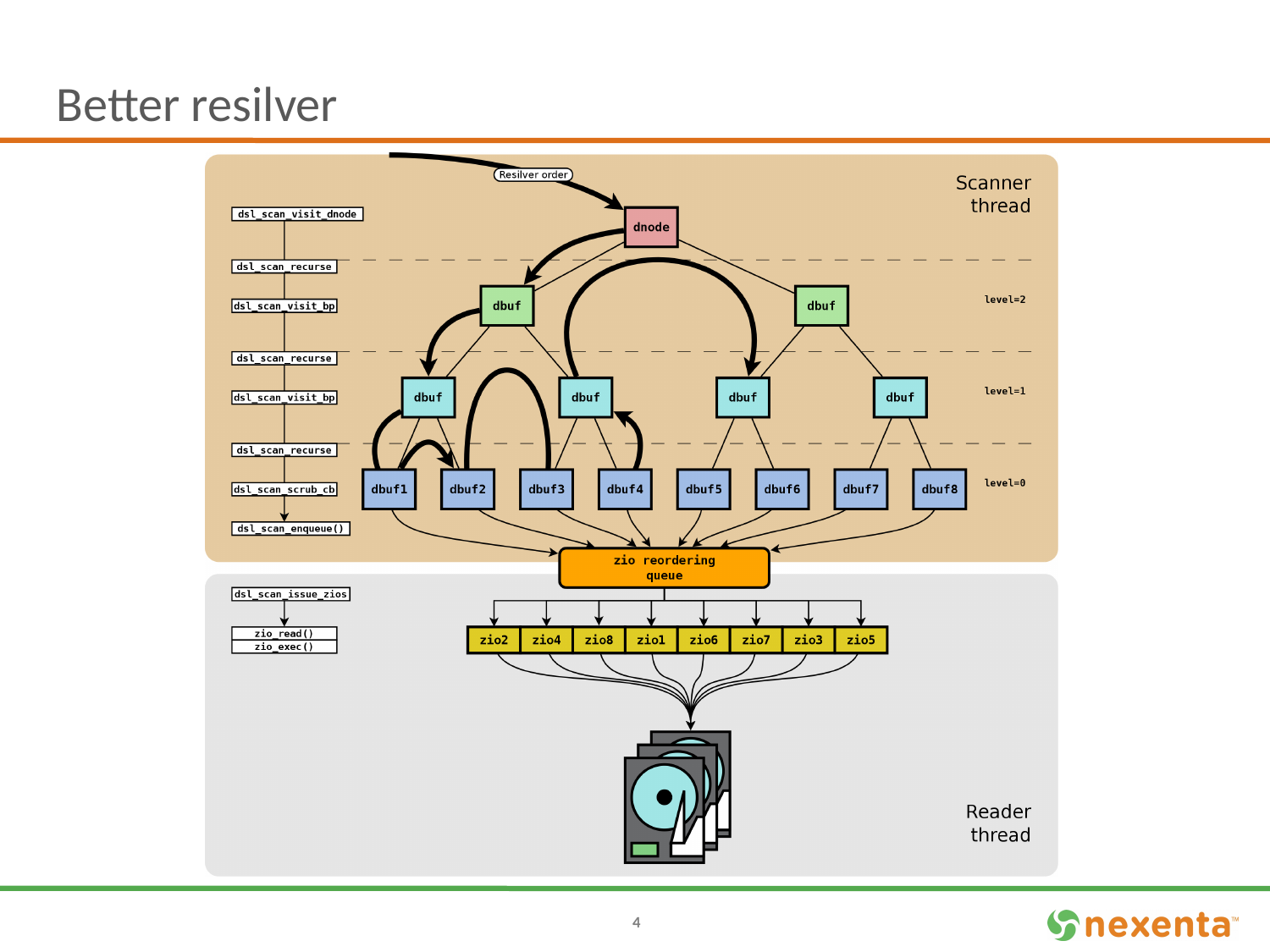# Better resilver

Scanner thread

Resilver order

dsl_scan_visit_dnode

dsl_scan_recurse

dsl_scan_visit_bp

dsl_scan_recurse

dsl_scan_visit_bp

dsl_scan_recurse

dsl_scan_scrub_cb

dsl_scan_enqueue()

dnode

dbuf | dbuf

level=2

dbuf | dbuf | dbuf | dbuf

level=1

dbuf1 | dbuf2 | dbuf3 | dbuf4 | dbuf5 | dbuf6 | dbuf7 | dbuf8

level=0

zio reordering queue

dsl_scan_issue_zios

zio_read()
zio_exec()

zio2 | zio4 | zio8 | zio1 | zio6 | zio7 | zio3 | zio5

Reader thread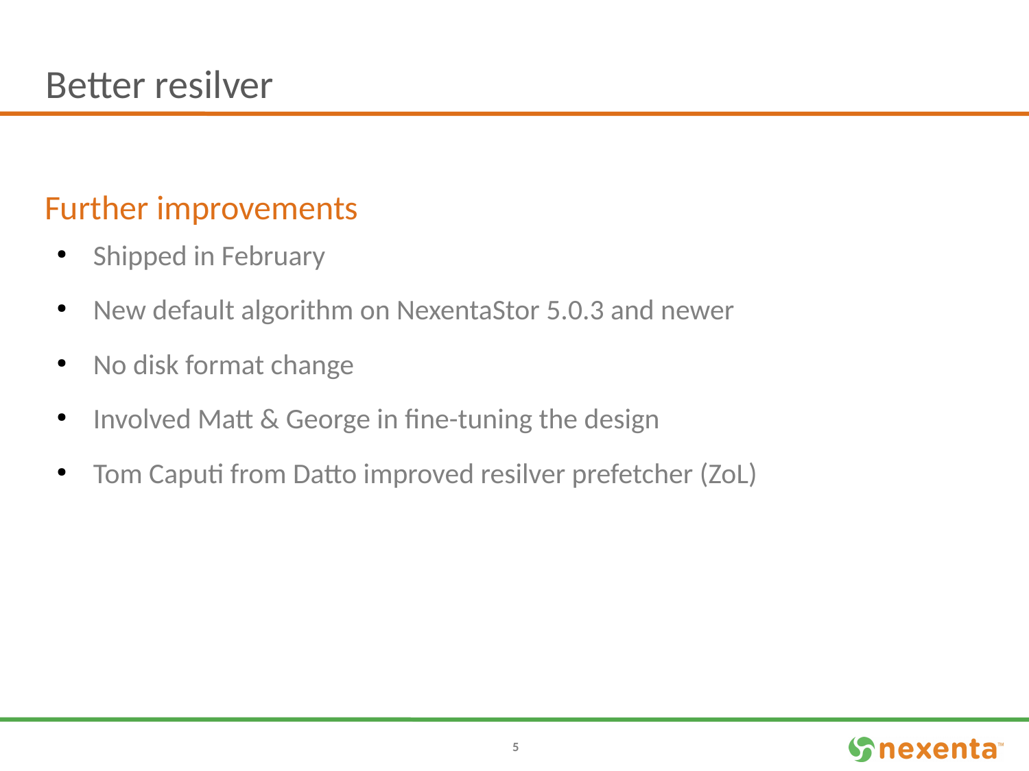# Better resilver

## Further improvements

- Shipped in February
- New default algorithm on NexentaStor 5.0.3 and newer
- No disk format change
- Involved Matt & George in fine-tuning the design
- Tom Caputi from Datto improved resilver prefetcher (ZoL)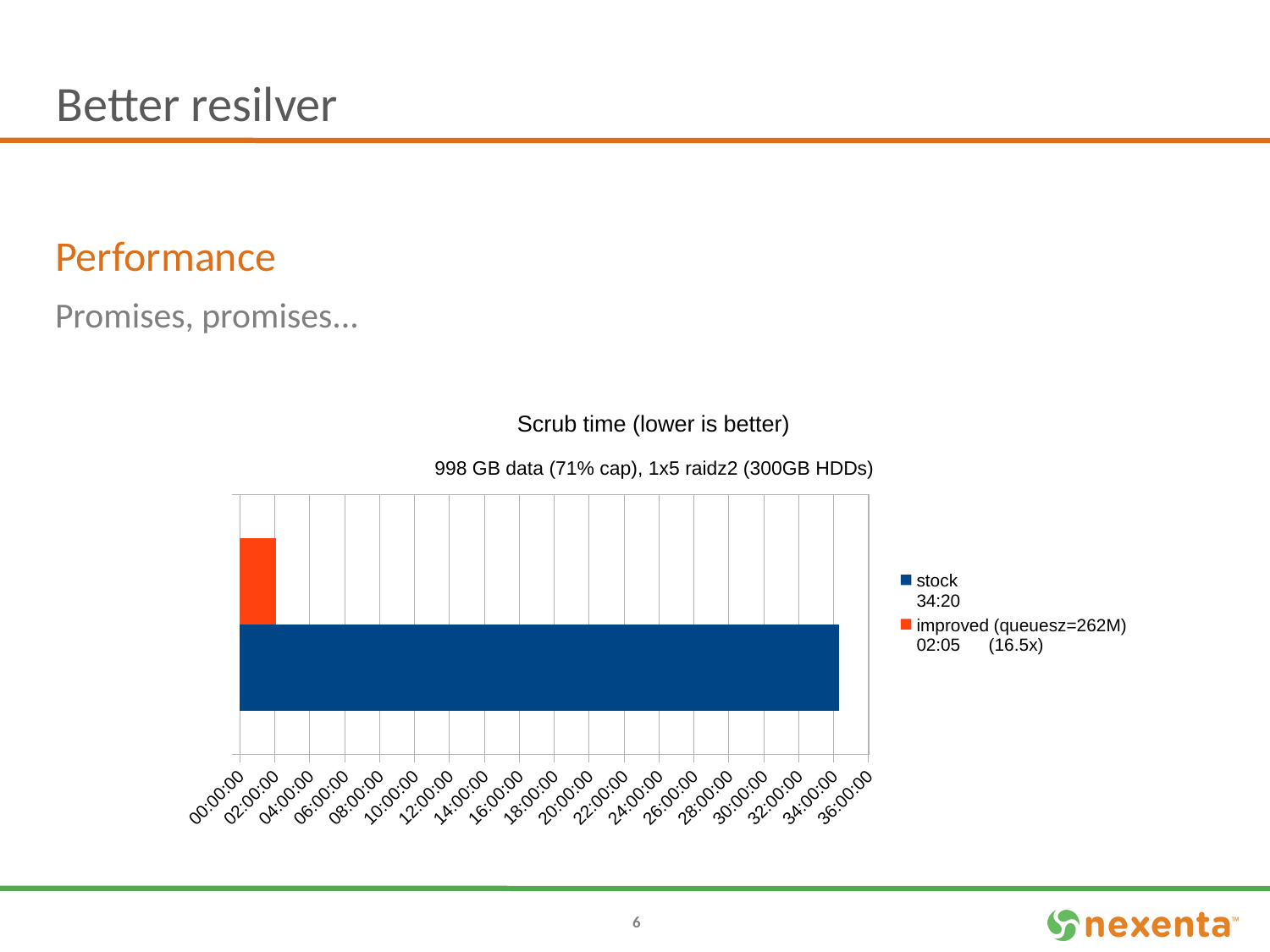# Better resilver

## Performance

Promises, promises...

Scrub time (lower is better)

998 GB data (71% cap), 1x5 raidz2 (300GB HDDs)

- stock 34:20
- improved (queuesz=262M) 02:05 (16.5x)

00:00:00 02:00:00 04:00:00 06:00:00 08:00:00 10:00:00 12:00:00 14:00:00 16:00:00 18:00:00 20:00:00 22:00:00 24:00:00 26:00:00 28:00:00 30:00:00 32:00:00 34:00:00 36:00:00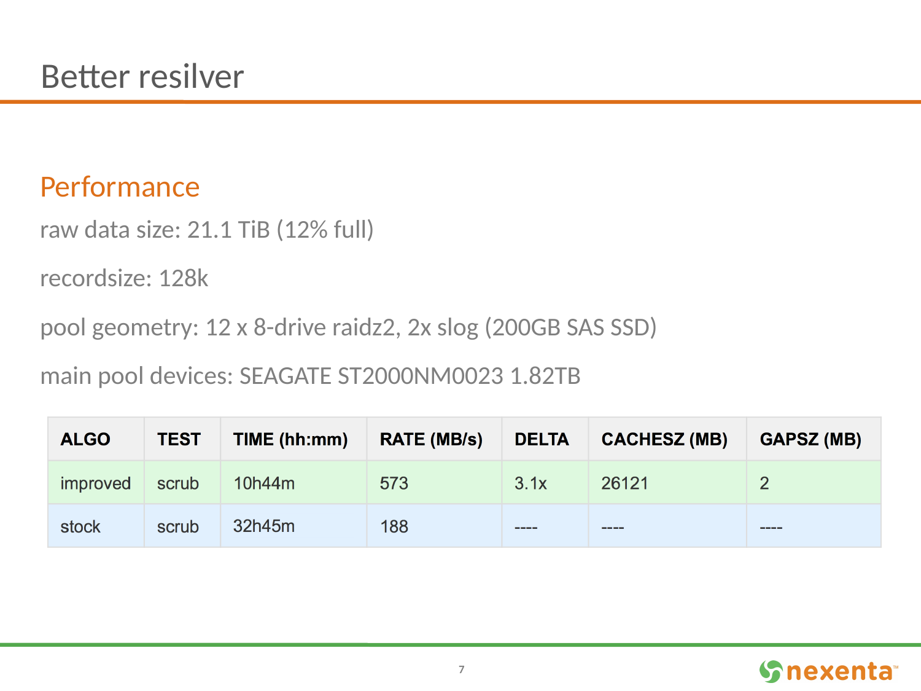# Better resilver

## Performance

raw data size: 21.1 TiB (12% full)

recordsize: 128k

pool geometry: 12 x 8-drive raidz2, 2x slog (200GB SAS SSD)

main pool devices: SEAGATE ST2000NM0023 1.82TB

| ALGO | TEST | TIME (hh:mm) | RATE (MB/s) | DELTA | CACHESZ (MB) | GAPSZ (MB) |
|---|---|---|---|---|---|---|
| improved | scrub | 10h44m | 573 | 3.1x | 26121 | 2 |
| stock | scrub | 32h45m | 188 | ---- | ---- | ---- |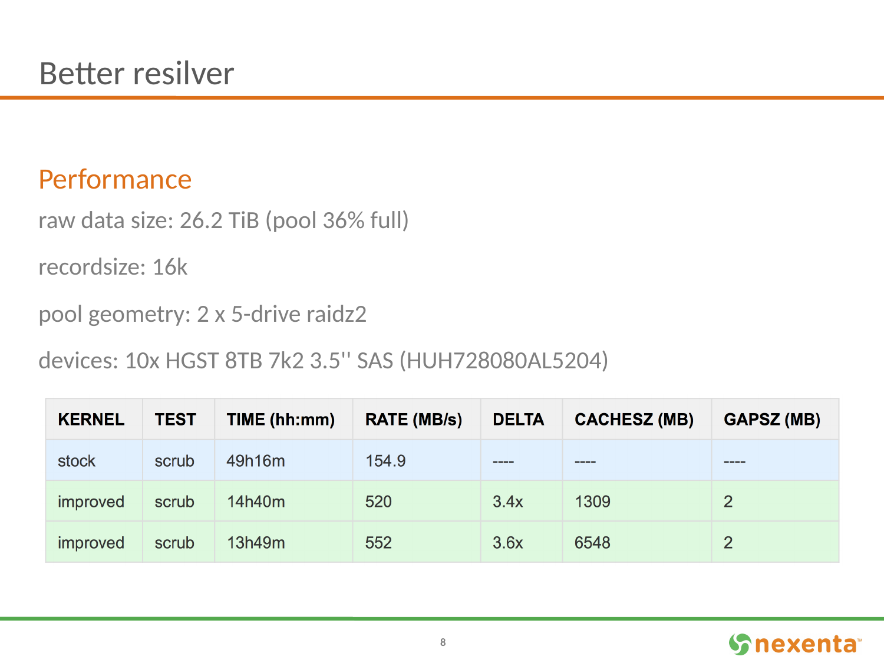# Better resilver

## Performance

raw data size: 26.2 TiB (pool 36% full)

recordsize: 16k

pool geometry: 2 x 5-drive raidz2

devices: 10x HGST 8TB 7k2 3.5'' SAS (HUH728080AL5204)

| KERNEL | TEST | TIME (hh:mm) | RATE (MB/s) | DELTA | CACHESZ (MB) | GAPSZ (MB) |
|---|---|---|---|---|---|---|
| stock | scrub | 49h16m | 154.9 | ---- | ---- | ---- |
| improved | scrub | 14h40m | 520 | 3.4x | 1309 | 2 |
| improved | scrub | 13h49m | 552 | 3.6x | 6548 | 2 |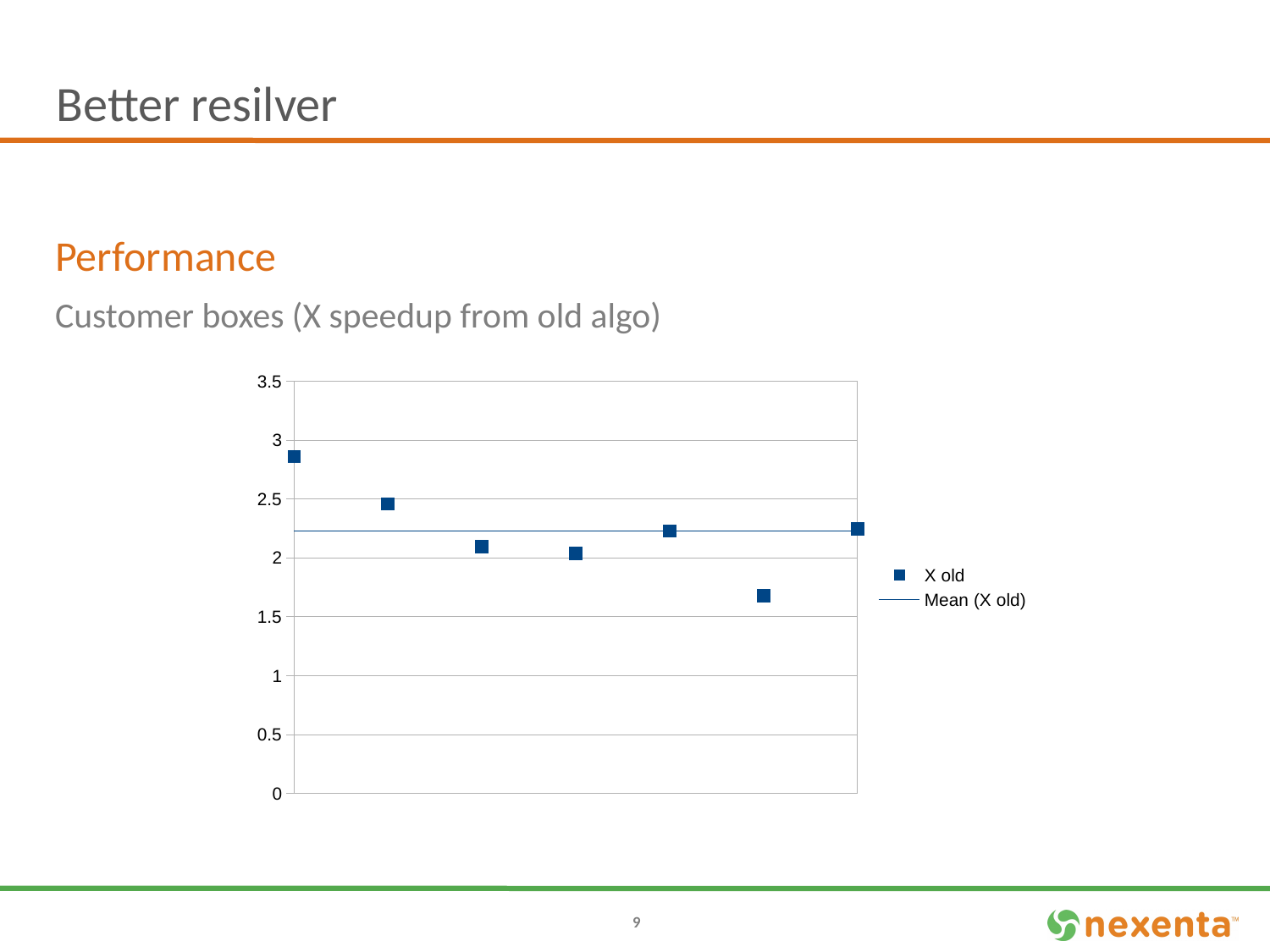# Better resilver

## Performance

Customer boxes (X speedup from old algo)

3.5
3
2.5
2
1.5
1
0.5
0

X old
Mean (X old)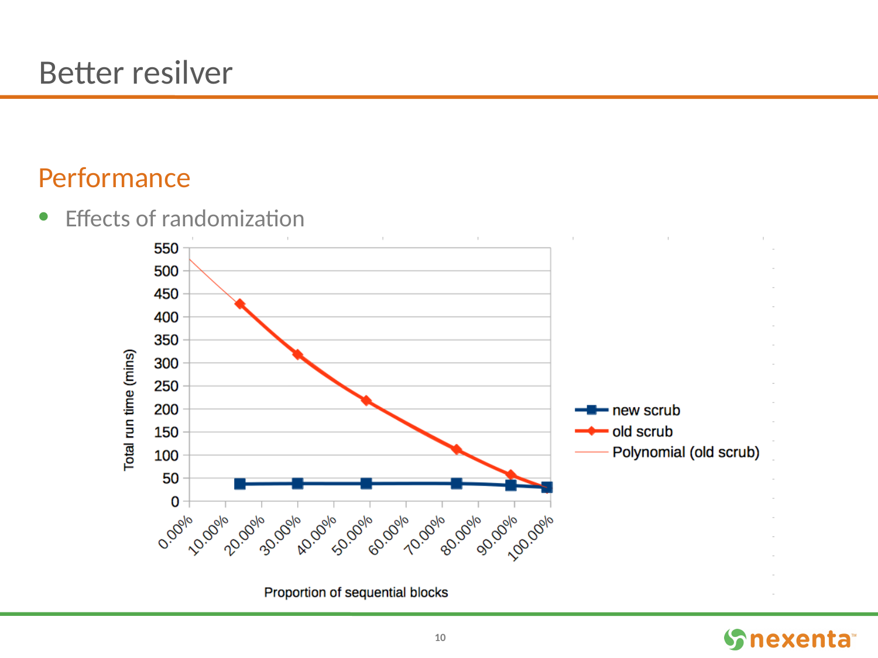# Better resilver

## Performance

- Effects of randomization

Total run time (mins) vs. Proportion of sequential blocks

Legend: new scrub, old scrub, Polynomial (old scrub)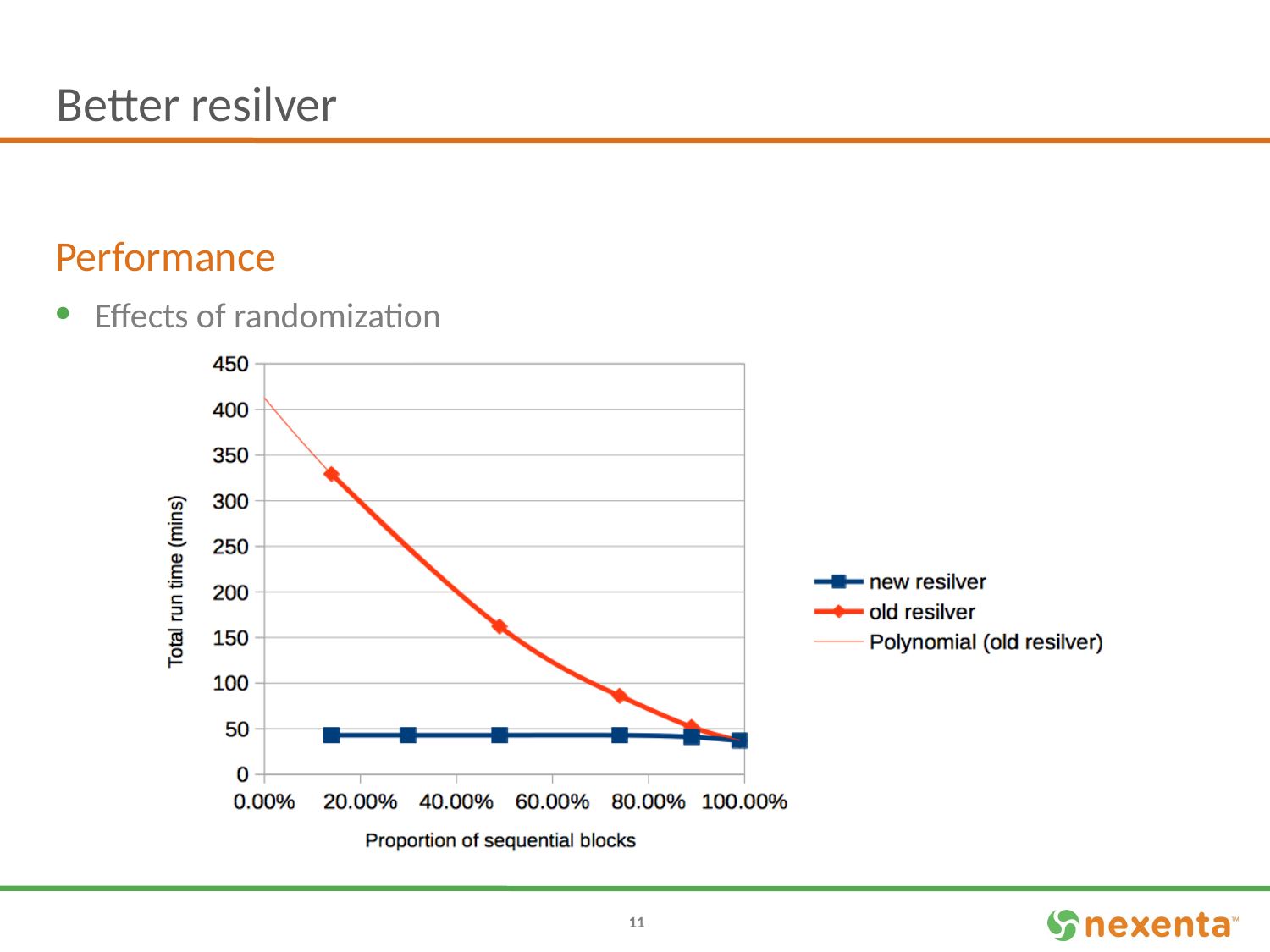# Better resilver

## Performance

- Effects of randomization

| Proportion of sequential blocks | new resilver | old resilver |
| --- | --- | --- |
| ~14% | ~43 | ~329 |
| ~30% | ~43 | |
| ~49% | ~43 | ~162 |
| ~74% | ~43 | ~86 |
| ~89% | ~41 | ~52 |
| ~99% | ~37 | ~37 |

Total run time (mins) vs. Proportion of sequential blocks (0.00%–100.00%); legend: new resilver, old resilver, Polynomial (old resilver)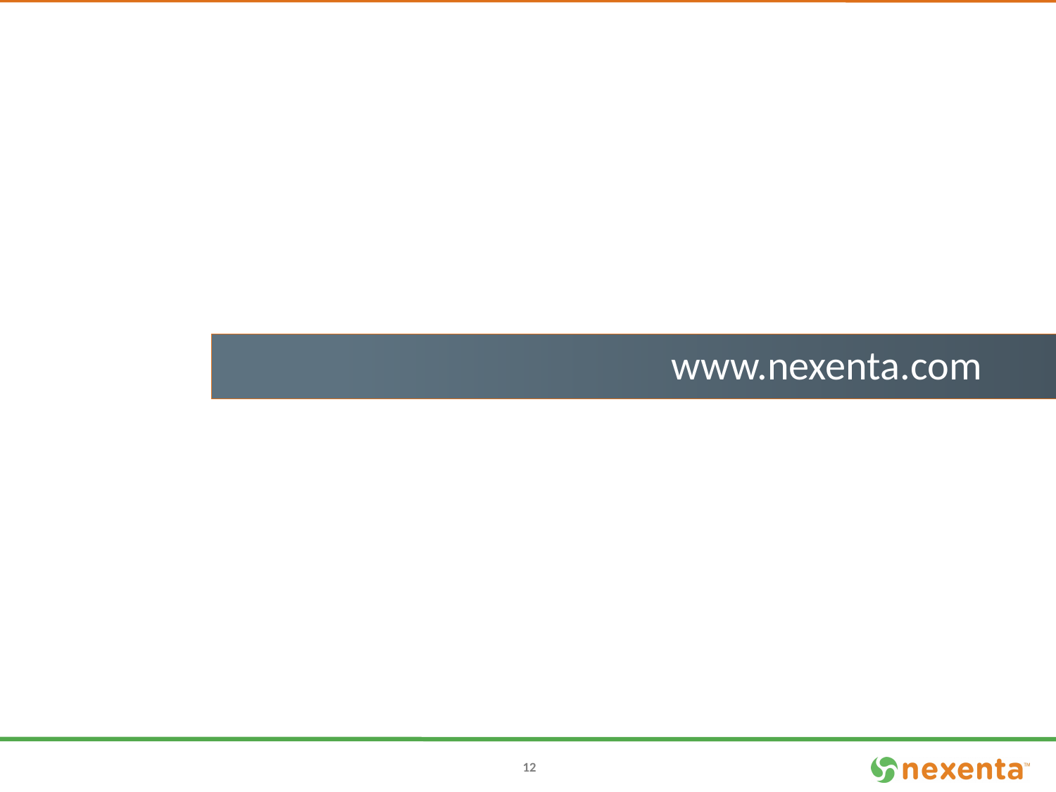www.nexenta.com